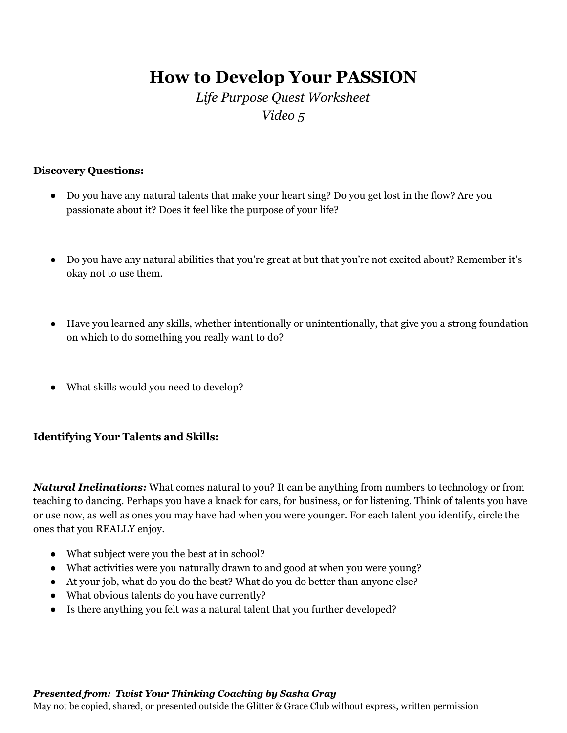# How to Develop Your PASSION

*Life Purpose Quest Worksheet*
*Video 5*

**Discovery Questions:**

- Do you have any natural talents that make your heart sing? Do you get lost in the flow? Are you passionate about it? Does it feel like the purpose of your life?

- Do you have any natural abilities that you're great at but that you're not excited about? Remember it's okay not to use them.

- Have you learned any skills, whether intentionally or unintentionally, that give you a strong foundation on which to do something you really want to do?

- What skills would you need to develop?

**Identifying Your Talents and Skills:**

***Natural Inclinations:*** What comes natural to you? It can be anything from numbers to technology or from teaching to dancing. Perhaps you have a knack for cars, for business, or for listening. Think of talents you have or use now, as well as ones you may have had when you were younger. For each talent you identify, circle the ones that you REALLY enjoy.

- What subject were you the best at in school?
- What activities were you naturally drawn to and good at when you were young?
- At your job, what do you do the best? What do you do better than anyone else?
- What obvious talents do you have currently?
- Is there anything you felt was a natural talent that you further developed?

***Presented from: Twist Your Thinking Coaching by Sasha Gray***
May not be copied, shared, or presented outside the Glitter & Grace Club without express, written permission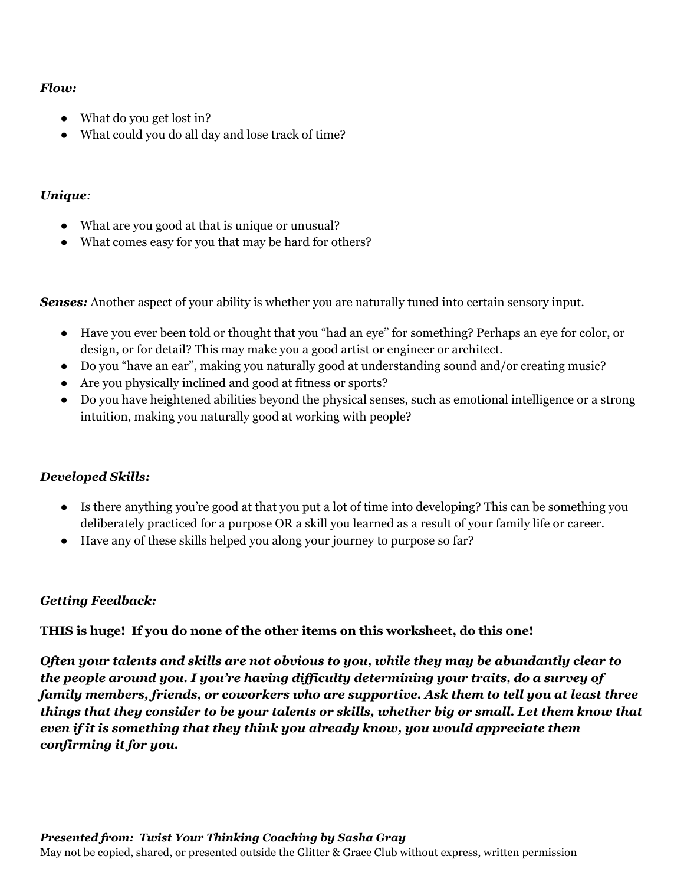***Flow:***

- What do you get lost in?
- What could you do all day and lose track of time?

***Unique:***

- What are you good at that is unique or unusual?
- What comes easy for you that may be hard for others?

***Senses:*** Another aspect of your ability is whether you are naturally tuned into certain sensory input.

- Have you ever been told or thought that you "had an eye" for something? Perhaps an eye for color, or design, or for detail? This may make you a good artist or engineer or architect.
- Do you "have an ear", making you naturally good at understanding sound and/or creating music?
- Are you physically inclined and good at fitness or sports?
- Do you have heightened abilities beyond the physical senses, such as emotional intelligence or a strong intuition, making you naturally good at working with people?

***Developed Skills:***

- Is there anything you're good at that you put a lot of time into developing? This can be something you deliberately practiced for a purpose OR a skill you learned as a result of your family life or career.
- Have any of these skills helped you along your journey to purpose so far?

***Getting Feedback:***

**THIS is huge! If you do none of the other items on this worksheet, do this one!**

***Often your talents and skills are not obvious to you, while they may be abundantly clear to the people around you. I you're having difficulty determining your traits, do a survey of family members, friends, or coworkers who are supportive. Ask them to tell you at least three things that they consider to be your talents or skills, whether big or small. Let them know that even if it is something that they think you already know, you would appreciate them confirming it for you.***

***Presented from: Twist Your Thinking Coaching by Sasha Gray***
May not be copied, shared, or presented outside the Glitter & Grace Club without express, written permission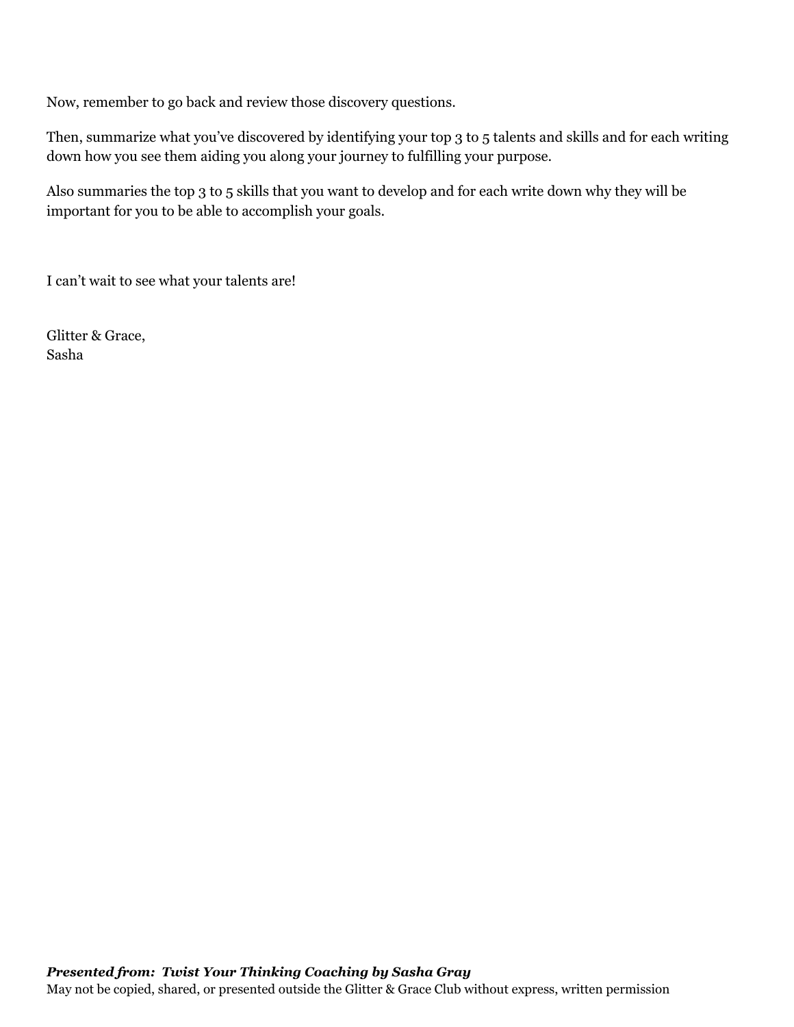Now, remember to go back and review those discovery questions.

Then, summarize what you've discovered by identifying your top 3 to 5 talents and skills and for each writing down how you see them aiding you along your journey to fulfilling your purpose.

Also summaries the top 3 to 5 skills that you want to develop and for each write down why they will be important for you to be able to accomplish your goals.

I can't wait to see what your talents are!

Glitter & Grace,
Sasha

***Presented from: Twist Your Thinking Coaching by Sasha Gray***
May not be copied, shared, or presented outside the Glitter & Grace Club without express, written permission